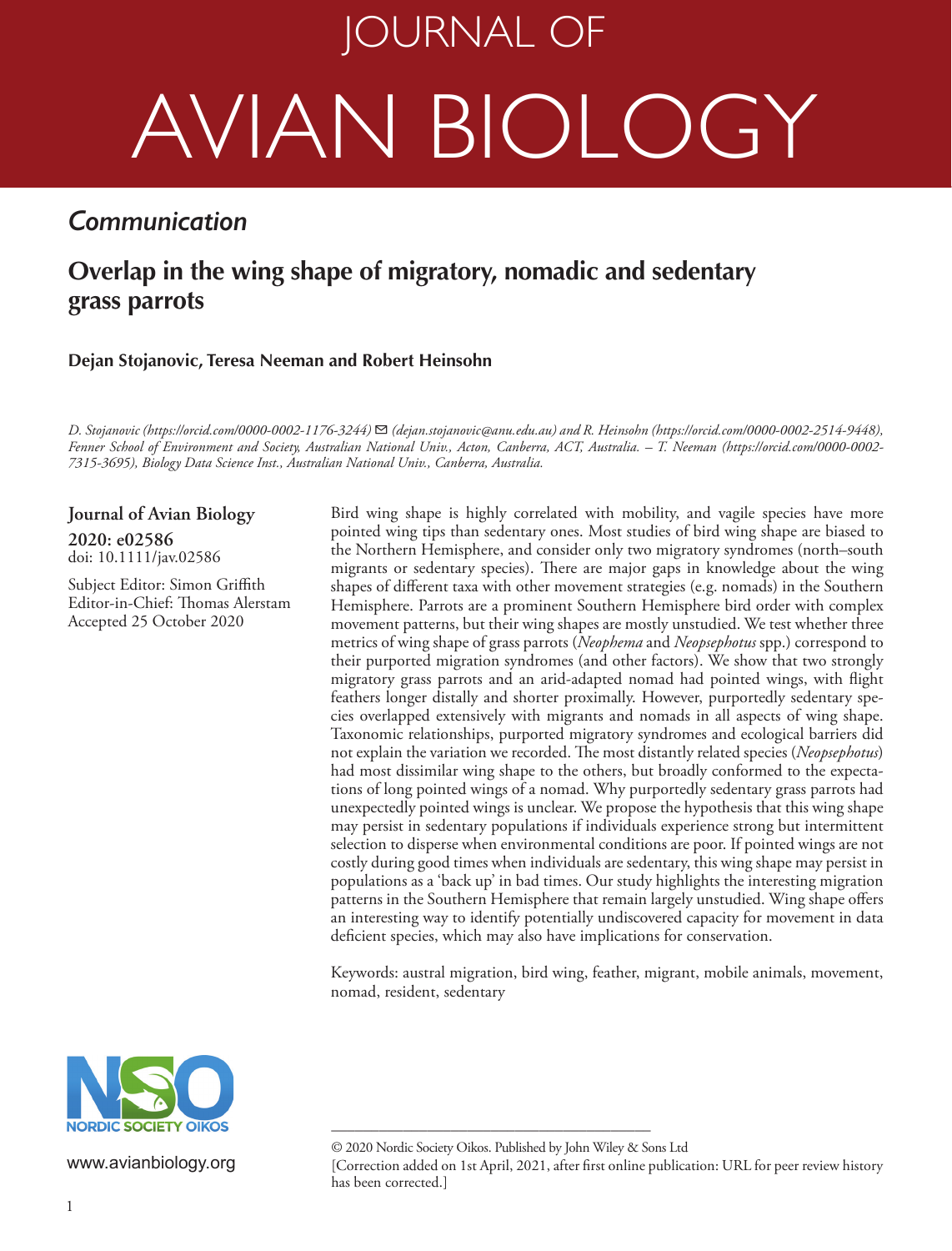# JOURNAL OF AVIAN BIOLOGY

*Communication*

## Overlap in the wing shape of migratory, nomadic and sedentary grass parrots

**Dejan Stojanovic, Teresa Neeman and Robert Heinsohn**

*D. Stojanovic (https://orcid.com/0000-0002-1176-3244) ✉ (dejan.stojanovic@anu.edu.au) and R. Heinsohn (https://orcid.com/0000-0002-2514-9448), Fenner School of Environment and Society, Australian National Univ., Acton, Canberra, ACT, Australia. – T. Neeman (https://orcid.com/0000-0002-7315-3695), Biology Data Science Inst., Australian National Univ., Canberra, Australia.*

**Journal of Avian Biology**
**2020: e02586**
doi: 10.1111/jav.02586

Subject Editor: Simon Griffith
Editor-in-Chief: Thomas Alerstam
Accepted 25 October 2020

Bird wing shape is highly correlated with mobility, and vagile species have more pointed wing tips than sedentary ones. Most studies of bird wing shape are biased to the Northern Hemisphere, and consider only two migratory syndromes (north–south migrants or sedentary species). There are major gaps in knowledge about the wing shapes of different taxa with other movement strategies (e.g. nomads) in the Southern Hemisphere. Parrots are a prominent Southern Hemisphere bird order with complex movement patterns, but their wing shapes are mostly unstudied. We test whether three metrics of wing shape of grass parrots (*Neophema* and *Neopsephotus* spp.) correspond to their purported migration syndromes (and other factors). We show that two strongly migratory grass parrots and an arid-adapted nomad had pointed wings, with flight feathers longer distally and shorter proximally. However, purportedly sedentary species overlapped extensively with migrants and nomads in all aspects of wing shape. Taxonomic relationships, purported migratory syndromes and ecological barriers did not explain the variation we recorded. The most distantly related species (*Neopsephotus*) had most dissimilar wing shape to the others, but broadly conformed to the expectations of long pointed wings of a nomad. Why purportedly sedentary grass parrots had unexpectedly pointed wings is unclear. We propose the hypothesis that this wing shape may persist in sedentary populations if individuals experience strong but intermittent selection to disperse when environmental conditions are poor. If pointed wings are not costly during good times when individuals are sedentary, this wing shape may persist in populations as a 'back up' in bad times. Our study highlights the interesting migration patterns in the Southern Hemisphere that remain largely unstudied. Wing shape offers an interesting way to identify potentially undiscovered capacity for movement in data deficient species, which may also have implications for conservation.

Keywords: austral migration, bird wing, feather, migrant, mobile animals, movement, nomad, resident, sedentary

NORDIC SOCIETY OIKOS

www.avianbiology.org

© 2020 Nordic Society Oikos. Published by John Wiley & Sons Ltd
[Correction added on 1st April, 2021, after first online publication: URL for peer review history has been corrected.]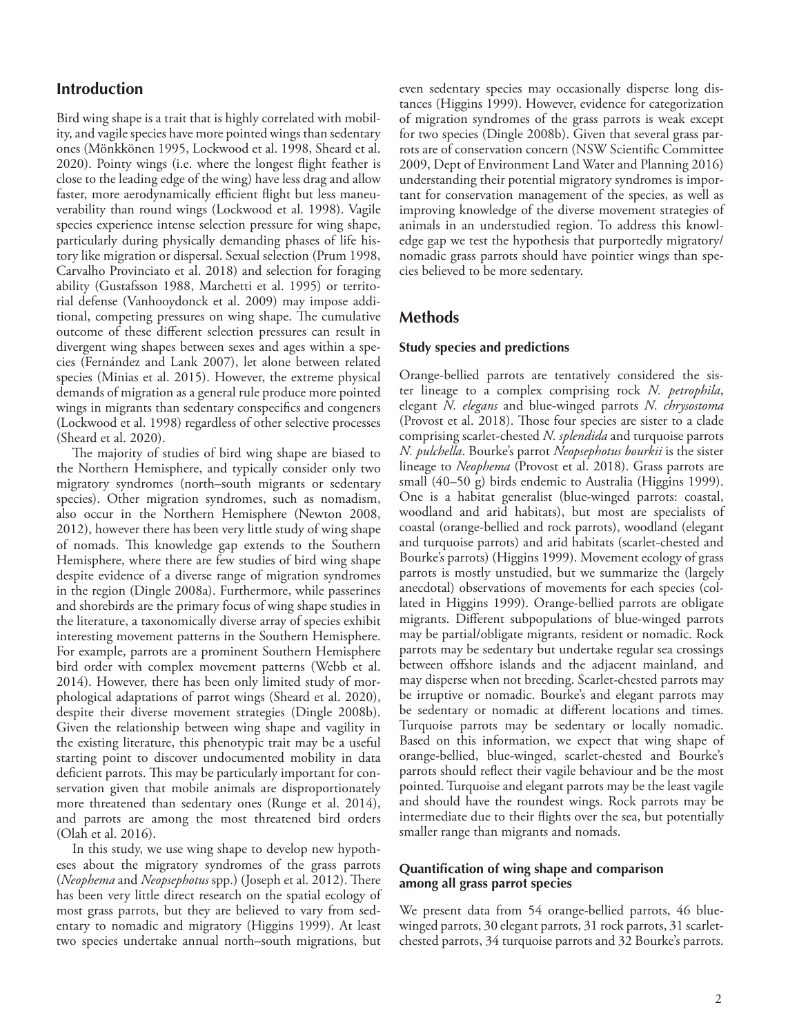## Introduction

Bird wing shape is a trait that is highly correlated with mobility, and vagile species have more pointed wings than sedentary ones (Mönkkönen 1995, Lockwood et al. 1998, Sheard et al. 2020). Pointy wings (i.e. where the longest flight feather is close to the leading edge of the wing) have less drag and allow faster, more aerodynamically efficient flight but less maneuverability than round wings (Lockwood et al. 1998). Vagile species experience intense selection pressure for wing shape, particularly during physically demanding phases of life history like migration or dispersal. Sexual selection (Prum 1998, Carvalho Provinciato et al. 2018) and selection for foraging ability (Gustafsson 1988, Marchetti et al. 1995) or territorial defense (Vanhooydonck et al. 2009) may impose additional, competing pressures on wing shape. The cumulative outcome of these different selection pressures can result in divergent wing shapes between sexes and ages within a species (Fernández and Lank 2007), let alone between related species (Minias et al. 2015). However, the extreme physical demands of migration as a general rule produce more pointed wings in migrants than sedentary conspecifics and congeners (Lockwood et al. 1998) regardless of other selective processes (Sheard et al. 2020).

The majority of studies of bird wing shape are biased to the Northern Hemisphere, and typically consider only two migratory syndromes (north–south migrants or sedentary species). Other migration syndromes, such as nomadism, also occur in the Northern Hemisphere (Newton 2008, 2012), however there has been very little study of wing shape of nomads. This knowledge gap extends to the Southern Hemisphere, where there are few studies of bird wing shape despite evidence of a diverse range of migration syndromes in the region (Dingle 2008a). Furthermore, while passerines and shorebirds are the primary focus of wing shape studies in the literature, a taxonomically diverse array of species exhibit interesting movement patterns in the Southern Hemisphere. For example, parrots are a prominent Southern Hemisphere bird order with complex movement patterns (Webb et al. 2014). However, there has been only limited study of morphological adaptations of parrot wings (Sheard et al. 2020), despite their diverse movement strategies (Dingle 2008b). Given the relationship between wing shape and vagility in the existing literature, this phenotypic trait may be a useful starting point to discover undocumented mobility in data deficient parrots. This may be particularly important for conservation given that mobile animals are disproportionately more threatened than sedentary ones (Runge et al. 2014), and parrots are among the most threatened bird orders (Olah et al. 2016).

In this study, we use wing shape to develop new hypotheses about the migratory syndromes of the grass parrots (*Neophema* and *Neopsephotus* spp.) (Joseph et al. 2012). There has been very little direct research on the spatial ecology of most grass parrots, but they are believed to vary from sedentary to nomadic and migratory (Higgins 1999). At least two species undertake annual north–south migrations, but even sedentary species may occasionally disperse long distances (Higgins 1999). However, evidence for categorization of migration syndromes of the grass parrots is weak except for two species (Dingle 2008b). Given that several grass parrots are of conservation concern (NSW Scientific Committee 2009, Dept of Environment Land Water and Planning 2016) understanding their potential migratory syndromes is important for conservation management of the species, as well as improving knowledge of the diverse movement strategies of animals in an understudied region. To address this knowledge gap we test the hypothesis that purportedly migratory/nomadic grass parrots should have pointier wings than species believed to be more sedentary.

## Methods

### Study species and predictions

Orange-bellied parrots are tentatively considered the sister lineage to a complex comprising rock *N. petrophila*, elegant *N. elegans* and blue-winged parrots *N. chrysostoma* (Provost et al. 2018). Those four species are sister to a clade comprising scarlet-chested *N. splendida* and turquoise parrots *N. pulchella*. Bourke's parrot *Neopsephotus bourkii* is the sister lineage to *Neophema* (Provost et al. 2018). Grass parrots are small (40–50 g) birds endemic to Australia (Higgins 1999). One is a habitat generalist (blue-winged parrots: coastal, woodland and arid habitats), but most are specialists of coastal (orange-bellied and rock parrots), woodland (elegant and turquoise parrots) and arid habitats (scarlet-chested and Bourke's parrots) (Higgins 1999). Movement ecology of grass parrots is mostly unstudied, but we summarize the (largely anecdotal) observations of movements for each species (collated in Higgins 1999). Orange-bellied parrots are obligate migrants. Different subpopulations of blue-winged parrots may be partial/obligate migrants, resident or nomadic. Rock parrots may be sedentary but undertake regular sea crossings between offshore islands and the adjacent mainland, and may disperse when not breeding. Scarlet-chested parrots may be irruptive or nomadic. Bourke's and elegant parrots may be sedentary or nomadic at different locations and times. Turquoise parrots may be sedentary or locally nomadic. Based on this information, we expect that wing shape of orange-bellied, blue-winged, scarlet-chested and Bourke's parrots should reflect their vagile behaviour and be the most pointed. Turquoise and elegant parrots may be the least vagile and should have the roundest wings. Rock parrots may be intermediate due to their flights over the sea, but potentially smaller range than migrants and nomads.

### Quantification of wing shape and comparison among all grass parrot species

We present data from 54 orange-bellied parrots, 46 blue-winged parrots, 30 elegant parrots, 31 rock parrots, 31 scarlet-chested parrots, 34 turquoise parrots and 32 Bourke's parrots.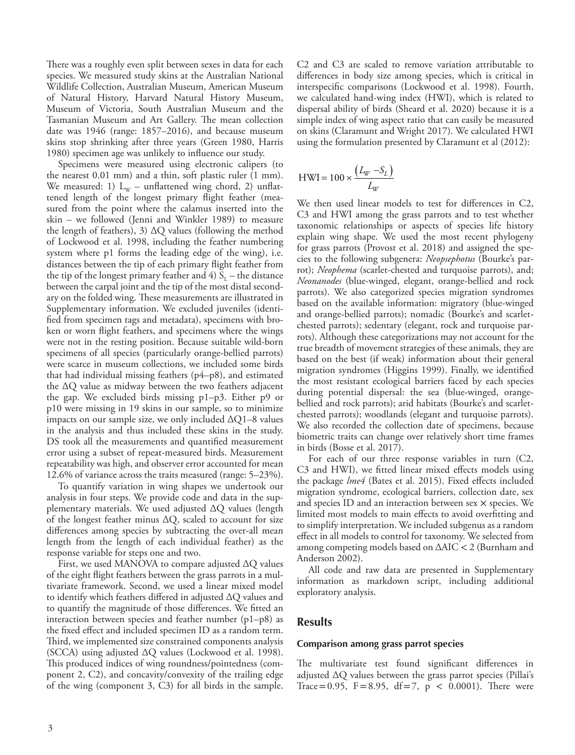There was a roughly even split between sexes in data for each species. We measured study skins at the Australian National Wildlife Collection, Australian Museum, American Museum of Natural History, Harvard Natural History Museum, Museum of Victoria, South Australian Museum and the Tasmanian Museum and Art Gallery. The mean collection date was 1946 (range: 1857–2016), and because museum skins stop shrinking after three years (Green 1980, Harris 1980) specimen age was unlikely to influence our study.

Specimens were measured using electronic calipers (to the nearest 0.01 mm) and a thin, soft plastic ruler (1 mm). We measured: 1) $L_W$ – unflattened wing chord, 2) unflattened length of the longest primary flight feather (measured from the point where the calamus inserted into the skin – we followed (Jenni and Winkler 1989) to measure the length of feathers), 3) ΔQ values (following the method of Lockwood et al. 1998, including the feather numbering system where p1 forms the leading edge of the wing), i.e. distances between the tip of each primary flight feather from the tip of the longest primary feather and 4) $S_L$ – the distance between the carpal joint and the tip of the most distal secondary on the folded wing. These measurements are illustrated in Supplementary information. We excluded juveniles (identified from specimen tags and metadata), specimens with broken or worn flight feathers, and specimens where the wings were not in the resting position. Because suitable wild-born specimens of all species (particularly orange-bellied parrots) were scarce in museum collections, we included some birds that had individual missing feathers (p4–p8), and estimated the ΔQ value as midway between the two feathers adjacent the gap. We excluded birds missing p1–p3. Either p9 or p10 were missing in 19 skins in our sample, so to minimize impacts on our sample size, we only included ΔQ1–8 values in the analysis and thus included these skins in the study. DS took all the measurements and quantified measurement error using a subset of repeat-measured birds. Measurement repeatability was high, and observer error accounted for mean 12.6% of variance across the traits measured (range: 5–23%).

To quantify variation in wing shapes we undertook our analysis in four steps. We provide code and data in the supplementary materials. We used adjusted ΔQ values (length of the longest feather minus ΔQ, scaled to account for size differences among species by subtracting the over-all mean length from the length of each individual feather) as the response variable for steps one and two.

First, we used MANOVA to compare adjusted ΔQ values of the eight flight feathers between the grass parrots in a multivariate framework. Second, we used a linear mixed model to identify which feathers differed in adjusted ΔQ values and to quantify the magnitude of those differences. We fitted an interaction between species and feather number (p1–p8) as the fixed effect and included specimen ID as a random term. Third, we implemented size constrained components analysis (SCCA) using adjusted ΔQ values (Lockwood et al. 1998). This produced indices of wing roundness/pointedness (component 2, C2), and concavity/convexity of the trailing edge of the wing (component 3, C3) for all birds in the sample. C2 and C3 are scaled to remove variation attributable to differences in body size among species, which is critical in interspecific comparisons (Lockwood et al. 1998). Fourth, we calculated hand-wing index (HWI), which is related to dispersal ability of birds (Sheard et al. 2020) because it is a simple index of wing aspect ratio that can easily be measured on skins (Claramunt and Wright 2017). We calculated HWI using the formulation presented by Claramunt et al (2012):

$$\text{HWI} = 100 \times \frac{(L_W - S_L)}{L_W}$$

We then used linear models to test for differences in C2, C3 and HWI among the grass parrots and to test whether taxonomic relationships or aspects of species life history explain wing shape. We used the most recent phylogeny for grass parrots (Provost et al. 2018) and assigned the species to the following subgenera: *Neopsephotus* (Bourke's parrot); *Neophema* (scarlet-chested and turquoise parrots), and; *Neonanodes* (blue-winged, elegant, orange-bellied and rock parrots). We also categorized species migration syndromes based on the available information: migratory (blue-winged and orange-bellied parrots); nomadic (Bourke's and scarlet-chested parrots); sedentary (elegant, rock and turquoise parrots). Although these categorizations may not account for the true breadth of movement strategies of these animals, they are based on the best (if weak) information about their general migration syndromes (Higgins 1999). Finally, we identified the most resistant ecological barriers faced by each species during potential dispersal: the sea (blue-winged, orange-bellied and rock parrots); arid habitats (Bourke's and scarlet-chested parrots); woodlands (elegant and turquoise parrots). We also recorded the collection date of specimens, because biometric traits can change over relatively short time frames in birds (Bosse et al. 2017).

For each of our three response variables in turn (C2, C3 and HWI), we fitted linear mixed effects models using the package *lme4* (Bates et al. 2015). Fixed effects included migration syndrome, ecological barriers, collection date, sex and species ID and an interaction between sex × species. We limited most models to main effects to avoid overfitting and to simplify interpretation. We included subgenus as a random effect in all models to control for taxonomy. We selected from among competing models based on ΔAIC < 2 (Burnham and Anderson 2002).

All code and raw data are presented in Supplementary information as markdown script, including additional exploratory analysis.

## Results

### Comparison among grass parrot species

The multivariate test found significant differences in adjusted ΔQ values between the grass parrot species (Pillai's Trace = 0.95, F = 8.95, df = 7, $p < 0.0001$). There were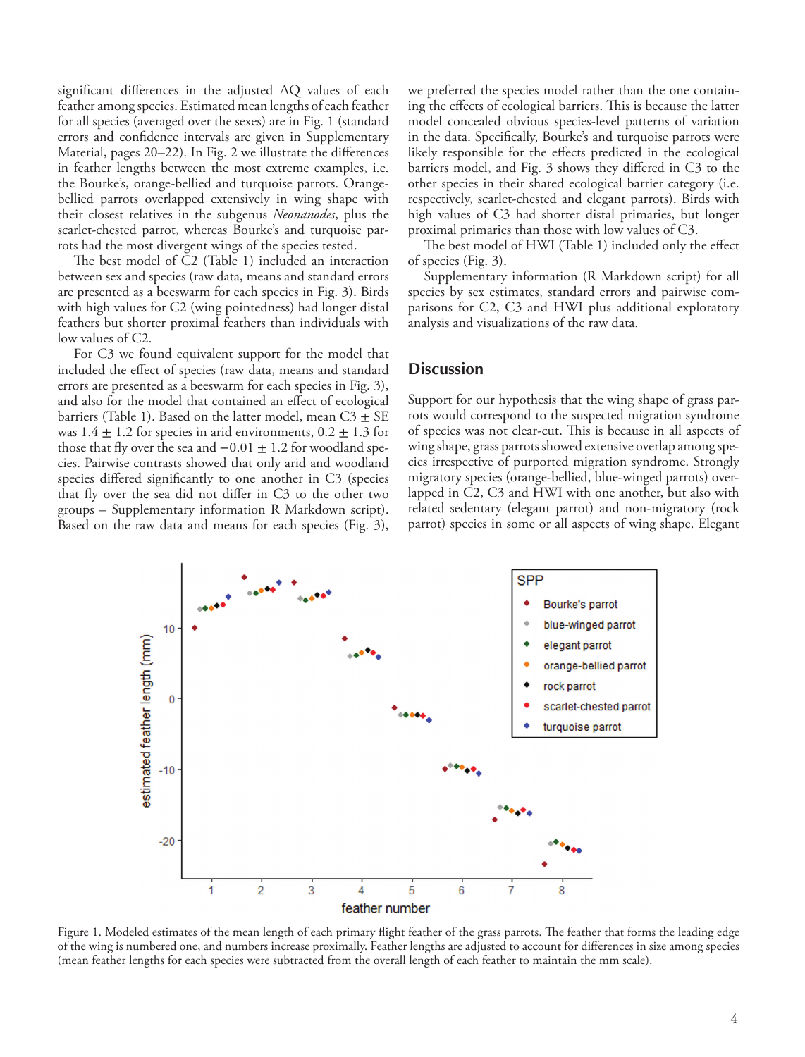significant differences in the adjusted ΔQ values of each feather among species. Estimated mean lengths of each feather for all species (averaged over the sexes) are in Fig. 1 (standard errors and confidence intervals are given in Supplementary Material, pages 20–22). In Fig. 2 we illustrate the differences in feather lengths between the most extreme examples, i.e. the Bourke's, orange-bellied and turquoise parrots. Orange-bellied parrots overlapped extensively in wing shape with their closest relatives in the subgenus *Neonanodes*, plus the scarlet-chested parrot, whereas Bourke's and turquoise parrots had the most divergent wings of the species tested.

The best model of C2 (Table 1) included an interaction between sex and species (raw data, means and standard errors are presented as a beeswarm for each species in Fig. 3). Birds with high values for C2 (wing pointedness) had longer distal feathers but shorter proximal feathers than individuals with low values of C2.

For C3 we found equivalent support for the model that included the effect of species (raw data, means and standard errors are presented as a beeswarm for each species in Fig. 3), and also for the model that contained an effect of ecological barriers (Table 1). Based on the latter model, mean C3 ± SE was 1.4 ± 1.2 for species in arid environments, 0.2 ± 1.3 for those that fly over the sea and −0.01 ± 1.2 for woodland species. Pairwise contrasts showed that only arid and woodland species differed significantly to one another in C3 (species that fly over the sea did not differ in C3 to the other two groups – Supplementary information R Markdown script). Based on the raw data and means for each species (Fig. 3), we preferred the species model rather than the one containing the effects of ecological barriers. This is because the latter model concealed obvious species-level patterns of variation in the data. Specifically, Bourke's and turquoise parrots were likely responsible for the effects predicted in the ecological barriers model, and Fig. 3 shows they differed in C3 to the other species in their shared ecological barrier category (i.e. respectively, scarlet-chested and elegant parrots). Birds with high values of C3 had shorter distal primaries, but longer proximal primaries than those with low values of C3.

The best model of HWI (Table 1) included only the effect of species (Fig. 3).

Supplementary information (R Markdown script) for all species by sex estimates, standard errors and pairwise comparisons for C2, C3 and HWI plus additional exploratory analysis and visualizations of the raw data.

## Discussion

Support for our hypothesis that the wing shape of grass parrots would correspond to the suspected migration syndrome of species was not clear-cut. This is because in all aspects of wing shape, grass parrots showed extensive overlap among species irrespective of purported migration syndrome. Strongly migratory species (orange-bellied, blue-winged parrots) overlapped in C2, C3 and HWI with one another, but also with related sedentary (elegant parrot) and non-migratory (rock parrot) species in some or all aspects of wing shape. Elegant

Figure 1. Modeled estimates of the mean length of each primary flight feather of the grass parrots. The feather that forms the leading edge of the wing is numbered one, and numbers increase proximally. Feather lengths are adjusted to account for differences in size among species (mean feather lengths for each species were subtracted from the overall length of each feather to maintain the mm scale).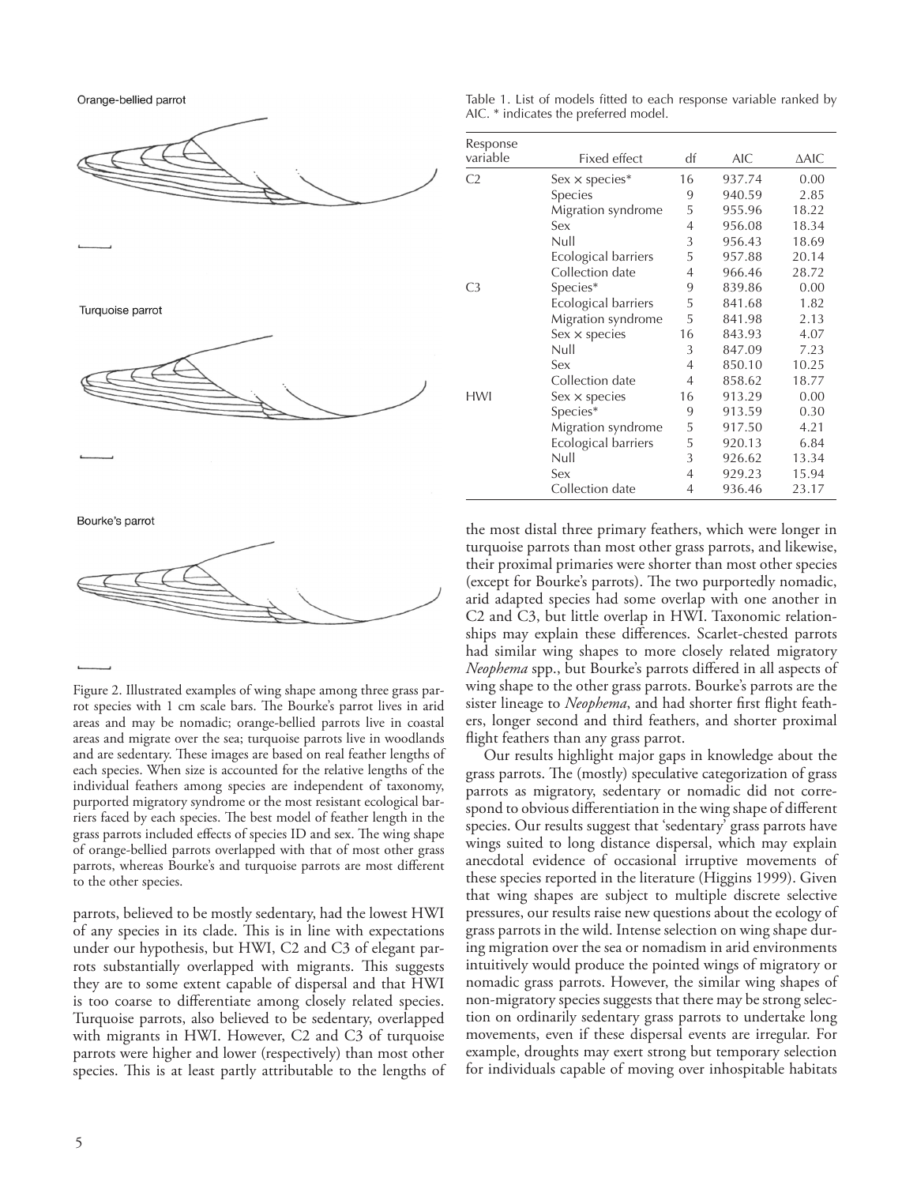Orange-bellied parrot

Turquoise parrot

Bourke's parrot

Figure 2. Illustrated examples of wing shape among three grass parrot species with 1 cm scale bars. The Bourke's parrot lives in arid areas and may be nomadic; orange-bellied parrots live in coastal areas and migrate over the sea; turquoise parrots live in woodlands and are sedentary. These images are based on real feather lengths of each species. When size is accounted for the relative lengths of the individual feathers among species are independent of taxonomy, purported migratory syndrome or the most resistant ecological barriers faced by each species. The best model of feather length in the grass parrots included effects of species ID and sex. The wing shape of orange-bellied parrots overlapped with that of most other grass parrots, whereas Bourke's and turquoise parrots are most different to the other species.

parrots, believed to be mostly sedentary, had the lowest HWI of any species in its clade. This is in line with expectations under our hypothesis, but HWI, C2 and C3 of elegant parrots substantially overlapped with migrants. This suggests they are to some extent capable of dispersal and that HWI is too coarse to differentiate among closely related species. Turquoise parrots, also believed to be sedentary, overlapped with migrants in HWI. However, C2 and C3 of turquoise parrots were higher and lower (respectively) than most other species. This is at least partly attributable to the lengths of

Table 1. List of models fitted to each response variable ranked by AIC. * indicates the preferred model.

| Response variable | Fixed effect | df | AIC | ΔAIC |
|---|---|---|---|---|
| C2 | Sex × species* | 16 | 937.74 | 0.00 |
| | Species | 9 | 940.59 | 2.85 |
| | Migration syndrome | 5 | 955.96 | 18.22 |
| | Sex | 4 | 956.08 | 18.34 |
| | Null | 3 | 956.43 | 18.69 |
| | Ecological barriers | 5 | 957.88 | 20.14 |
| | Collection date | 4 | 966.46 | 28.72 |
| C3 | Species* | 9 | 839.86 | 0.00 |
| | Ecological barriers | 5 | 841.68 | 1.82 |
| | Migration syndrome | 5 | 841.98 | 2.13 |
| | Sex × species | 16 | 843.93 | 4.07 |
| | Null | 3 | 847.09 | 7.23 |
| | Sex | 4 | 850.10 | 10.25 |
| | Collection date | 4 | 858.62 | 18.77 |
| HWI | Sex × species | 16 | 913.29 | 0.00 |
| | Species* | 9 | 913.59 | 0.30 |
| | Migration syndrome | 5 | 917.50 | 4.21 |
| | Ecological barriers | 5 | 920.13 | 6.84 |
| | Null | 3 | 926.62 | 13.34 |
| | Sex | 4 | 929.23 | 15.94 |
| | Collection date | 4 | 936.46 | 23.17 |

the most distal three primary feathers, which were longer in turquoise parrots than most other grass parrots, and likewise, their proximal primaries were shorter than most other species (except for Bourke's parrots). The two purportedly nomadic, arid adapted species had some overlap with one another in C2 and C3, but little overlap in HWI. Taxonomic relationships may explain these differences. Scarlet-chested parrots had similar wing shapes to more closely related migratory *Neophema* spp., but Bourke's parrots differed in all aspects of wing shape to the other grass parrots. Bourke's parrots are the sister lineage to *Neophema*, and had shorter first flight feathers, longer second and third feathers, and shorter proximal flight feathers than any grass parrot.

Our results highlight major gaps in knowledge about the grass parrots. The (mostly) speculative categorization of grass parrots as migratory, sedentary or nomadic did not correspond to obvious differentiation in the wing shape of different species. Our results suggest that 'sedentary' grass parrots have wings suited to long distance dispersal, which may explain anecdotal evidence of occasional irruptive movements of these species reported in the literature (Higgins 1999). Given that wing shapes are subject to multiple discrete selective pressures, our results raise new questions about the ecology of grass parrots in the wild. Intense selection on wing shape during migration over the sea or nomadism in arid environments intuitively would produce the pointed wings of migratory or nomadic grass parrots. However, the similar wing shapes of non-migratory species suggests that there may be strong selection on ordinarily sedentary grass parrots to undertake long movements, even if these dispersal events are irregular. For example, droughts may exert strong but temporary selection for individuals capable of moving over inhospitable habitats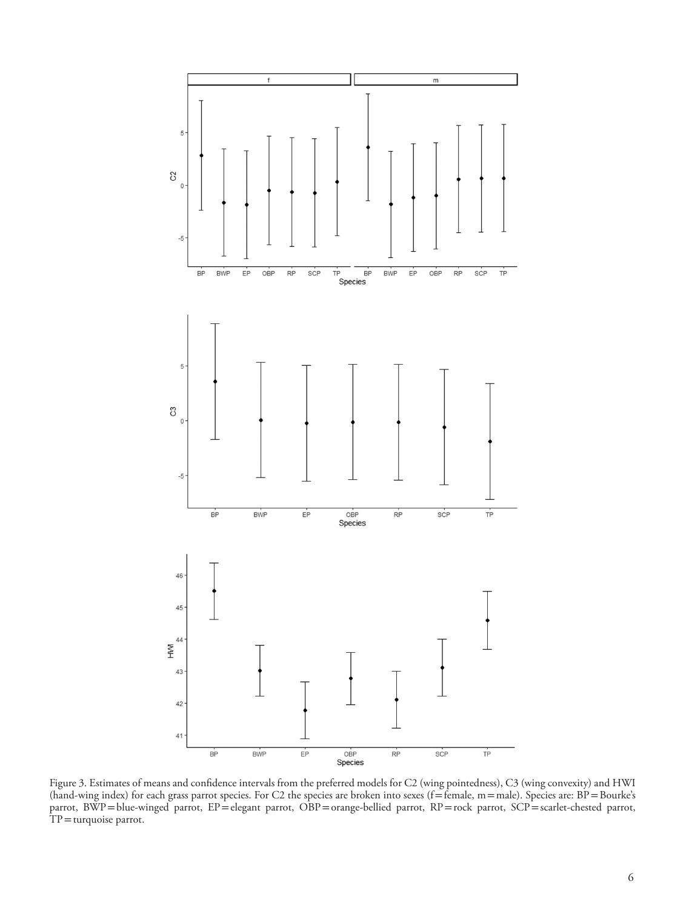Figure 3. Estimates of means and confidence intervals from the preferred models for C2 (wing pointedness), C3 (wing convexity) and HWI (hand-wing index) for each grass parrot species. For C2 the species are broken into sexes (f = female, m = male). Species are: BP = Bourke's parrot, BWP = blue-winged parrot, EP = elegant parrot, OBP = orange-bellied parrot, RP = rock parrot, SCP = scarlet-chested parrot, TP = turquoise parrot.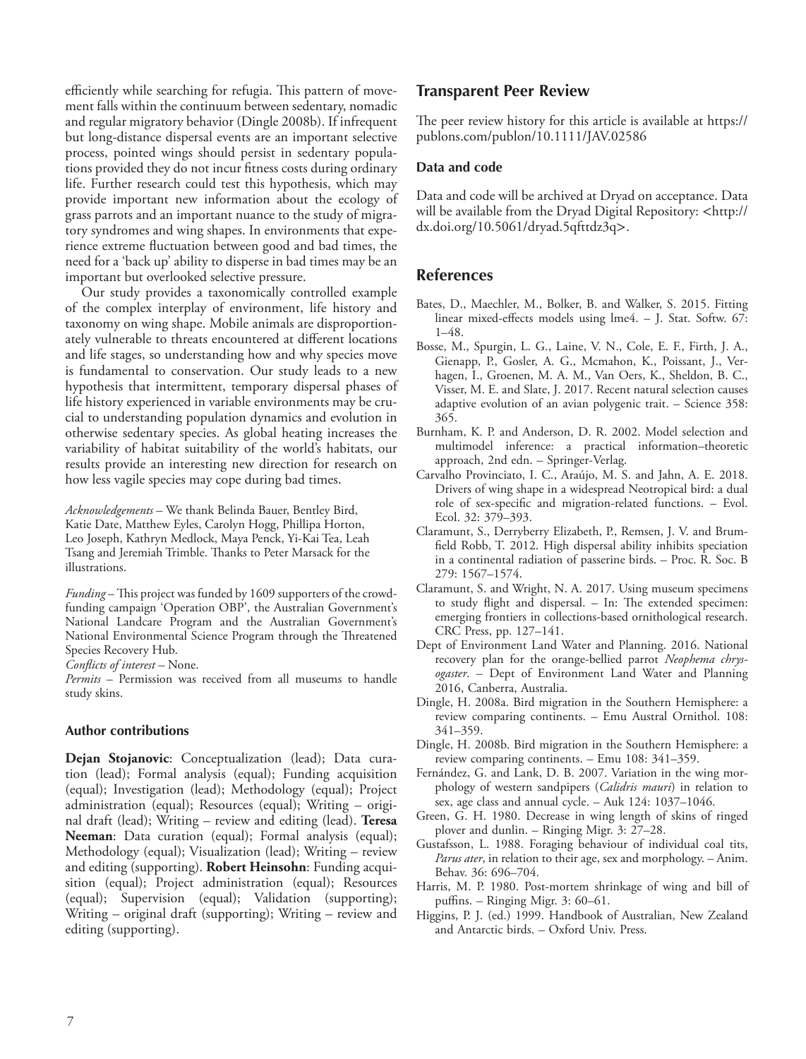efficiently while searching for refugia. This pattern of movement falls within the continuum between sedentary, nomadic and regular migratory behavior (Dingle 2008b). If infrequent but long-distance dispersal events are an important selective process, pointed wings should persist in sedentary populations provided they do not incur fitness costs during ordinary life. Further research could test this hypothesis, which may provide important new information about the ecology of grass parrots and an important nuance to the study of migratory syndromes and wing shapes. In environments that experience extreme fluctuation between good and bad times, the need for a 'back up' ability to disperse in bad times may be an important but overlooked selective pressure.

Our study provides a taxonomically controlled example of the complex interplay of environment, life history and taxonomy on wing shape. Mobile animals are disproportionately vulnerable to threats encountered at different locations and life stages, so understanding how and why species move is fundamental to conservation. Our study leads to a new hypothesis that intermittent, temporary dispersal phases of life history experienced in variable environments may be crucial to understanding population dynamics and evolution in otherwise sedentary species. As global heating increases the variability of habitat suitability of the world's habitats, our results provide an interesting new direction for research on how less vagile species may cope during bad times.

*Acknowledgements* – We thank Belinda Bauer, Bentley Bird, Katie Date, Matthew Eyles, Carolyn Hogg, Phillipa Horton, Leo Joseph, Kathryn Medlock, Maya Penck, Yi-Kai Tea, Leah Tsang and Jeremiah Trimble. Thanks to Peter Marsack for the illustrations.

*Funding* – This project was funded by 1609 supporters of the crowdfunding campaign 'Operation OBP', the Australian Government's National Landcare Program and the Australian Government's National Environmental Science Program through the Threatened Species Recovery Hub.

*Conflicts of interest* – None.

*Permits* – Permission was received from all museums to handle study skins.

### Author contributions

**Dejan Stojanovic**: Conceptualization (lead); Data curation (lead); Formal analysis (equal); Funding acquisition (equal); Investigation (lead); Methodology (equal); Project administration (equal); Resources (equal); Writing – original draft (lead); Writing – review and editing (lead). **Teresa Neeman**: Data curation (equal); Formal analysis (equal); Methodology (equal); Visualization (lead); Writing – review and editing (supporting). **Robert Heinsohn**: Funding acquisition (equal); Project administration (equal); Resources (equal); Supervision (equal); Validation (supporting); Writing – original draft (supporting); Writing – review and editing (supporting).

## Transparent Peer Review

The peer review history for this article is available at https://publons.com/publon/10.1111/JAV.02586

### Data and code

Data and code will be archived at Dryad on acceptance. Data will be available from the Dryad Digital Repository: <http://dx.doi.org/10.5061/dryad.5qfttdz3q>.

## References

Bates, D., Maechler, M., Bolker, B. and Walker, S. 2015. Fitting linear mixed-effects models using lme4. – J. Stat. Softw. 67: 1–48.

Bosse, M., Spurgin, L. G., Laine, V. N., Cole, E. F., Firth, J. A., Gienapp, P., Gosler, A. G., Mcmahon, K., Poissant, J., Verhagen, I., Groenen, M. A. M., Van Oers, K., Sheldon, B. C., Visser, M. E. and Slate, J. 2017. Recent natural selection causes adaptive evolution of an avian polygenic trait. – Science 358: 365.

Burnham, K. P. and Anderson, D. R. 2002. Model selection and multimodel inference: a practical information–theoretic approach, 2nd edn. – Springer-Verlag.

Carvalho Provinciato, I. C., Araújo, M. S. and Jahn, A. E. 2018. Drivers of wing shape in a widespread Neotropical bird: a dual role of sex-specific and migration-related functions. – Evol. Ecol. 32: 379–393.

Claramunt, S., Derryberry Elizabeth, P., Remsen, J. V. and Brumfield Robb, T. 2012. High dispersal ability inhibits speciation in a continental radiation of passerine birds. – Proc. R. Soc. B 279: 1567–1574.

Claramunt, S. and Wright, N. A. 2017. Using museum specimens to study flight and dispersal. – In: The extended specimen: emerging frontiers in collections-based ornithological research. CRC Press, pp. 127–141.

Dept of Environment Land Water and Planning. 2016. National recovery plan for the orange-bellied parrot *Neophema chrysogaster*. – Dept of Environment Land Water and Planning 2016, Canberra, Australia.

Dingle, H. 2008a. Bird migration in the Southern Hemisphere: a review comparing continents. – Emu Austral Ornithol. 108: 341–359.

Dingle, H. 2008b. Bird migration in the Southern Hemisphere: a review comparing continents. – Emu 108: 341–359.

Fernández, G. and Lank, D. B. 2007. Variation in the wing morphology of western sandpipers (*Calidris mauri*) in relation to sex, age class and annual cycle. – Auk 124: 1037–1046.

Green, G. H. 1980. Decrease in wing length of skins of ringed plover and dunlin. – Ringing Migr. 3: 27–28.

Gustafsson, L. 1988. Foraging behaviour of individual coal tits, *Parus ater*, in relation to their age, sex and morphology. – Anim. Behav. 36: 696–704.

Harris, M. P. 1980. Post-mortem shrinkage of wing and bill of puffins. – Ringing Migr. 3: 60–61.

Higgins, P. J. (ed.) 1999. Handbook of Australian, New Zealand and Antarctic birds. – Oxford Univ. Press.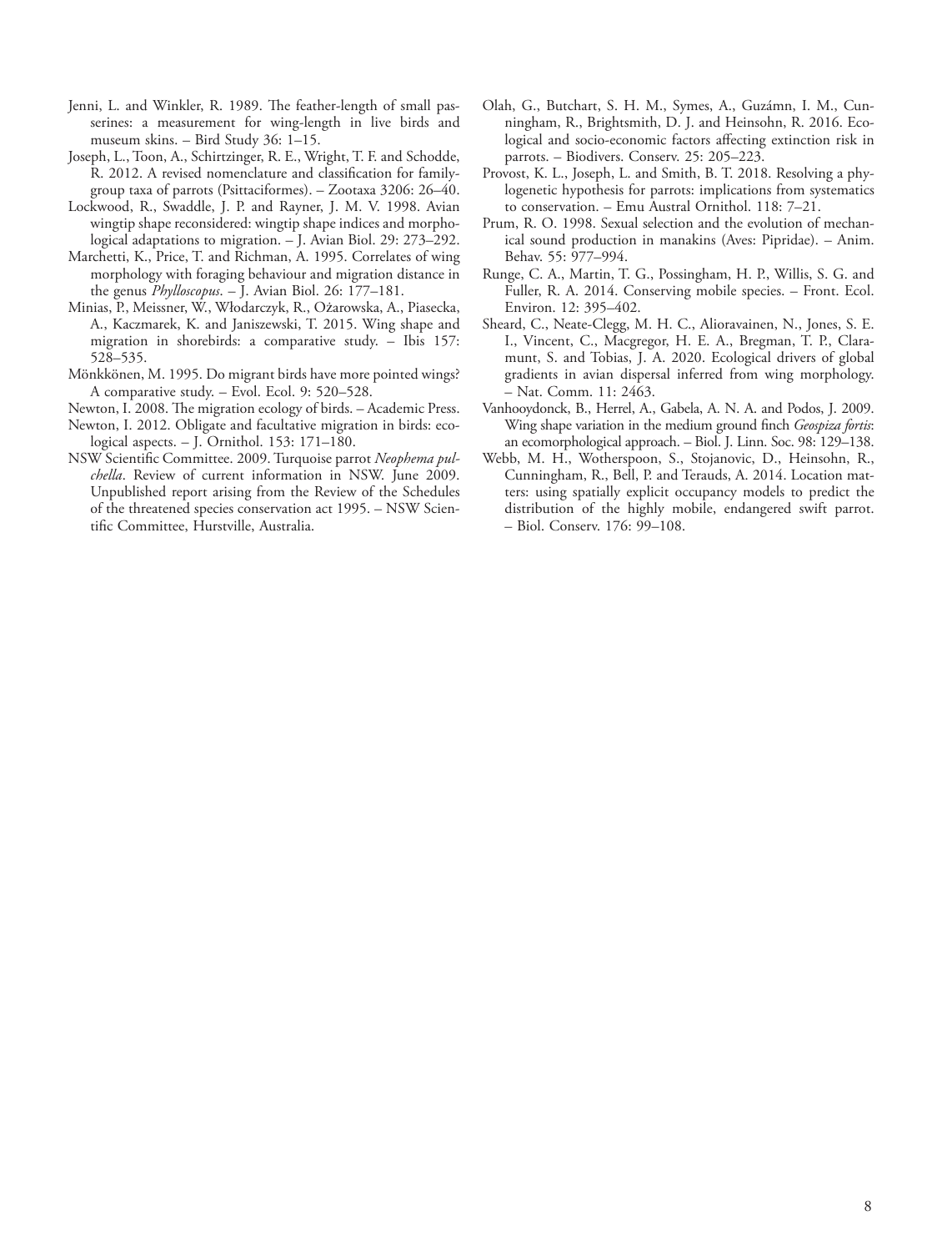Jenni, L. and Winkler, R. 1989. The feather-length of small passerines: a measurement for wing-length in live birds and museum skins. – Bird Study 36: 1–15.

Joseph, L., Toon, A., Schirtzinger, R. E., Wright, T. F. and Schodde, R. 2012. A revised nomenclature and classification for family-group taxa of parrots (Psittaciformes). – Zootaxa 3206: 26–40.

Lockwood, R., Swaddle, J. P. and Rayner, J. M. V. 1998. Avian wingtip shape reconsidered: wingtip shape indices and morphological adaptations to migration. – J. Avian Biol. 29: 273–292.

Marchetti, K., Price, T. and Richman, A. 1995. Correlates of wing morphology with foraging behaviour and migration distance in the genus *Phylloscopus*. – J. Avian Biol. 26: 177–181.

Minias, P., Meissner, W., Włodarczyk, R., Ożarowska, A., Piasecka, A., Kaczmarek, K. and Janiszewski, T. 2015. Wing shape and migration in shorebirds: a comparative study. – Ibis 157: 528–535.

Mönkkönen, M. 1995. Do migrant birds have more pointed wings? A comparative study. – Evol. Ecol. 9: 520–528.

Newton, I. 2008. The migration ecology of birds. – Academic Press.

Newton, I. 2012. Obligate and facultative migration in birds: ecological aspects. – J. Ornithol. 153: 171–180.

NSW Scientific Committee. 2009. Turquoise parrot *Neophema pulchella*. Review of current information in NSW. June 2009. Unpublished report arising from the Review of the Schedules of the threatened species conservation act 1995. – NSW Scientific Committee, Hurstville, Australia.

Olah, G., Butchart, S. H. M., Symes, A., Guzámn, I. M., Cunningham, R., Brightsmith, D. J. and Heinsohn, R. 2016. Ecological and socio-economic factors affecting extinction risk in parrots. – Biodivers. Conserv. 25: 205–223.

Provost, K. L., Joseph, L. and Smith, B. T. 2018. Resolving a phylogenetic hypothesis for parrots: implications from systematics to conservation. – Emu Austral Ornithol. 118: 7–21.

Prum, R. O. 1998. Sexual selection and the evolution of mechanical sound production in manakins (Aves: Pipridae). – Anim. Behav. 55: 977–994.

Runge, C. A., Martin, T. G., Possingham, H. P., Willis, S. G. and Fuller, R. A. 2014. Conserving mobile species. – Front. Ecol. Environ. 12: 395–402.

Sheard, C., Neate-Clegg, M. H. C., Alioravainen, N., Jones, S. E. I., Vincent, C., Macgregor, H. E. A., Bregman, T. P., Claramunt, S. and Tobias, J. A. 2020. Ecological drivers of global gradients in avian dispersal inferred from wing morphology. – Nat. Comm. 11: 2463.

Vanhooydonck, B., Herrel, A., Gabela, A. N. A. and Podos, J. 2009. Wing shape variation in the medium ground finch *Geospiza fortis*: an ecomorphological approach. – Biol. J. Linn. Soc. 98: 129–138.

Webb, M. H., Wotherspoon, S., Stojanovic, D., Heinsohn, R., Cunningham, R., Bell, P. and Terauds, A. 2014. Location matters: using spatially explicit occupancy models to predict the distribution of the highly mobile, endangered swift parrot. – Biol. Conserv. 176: 99–108.